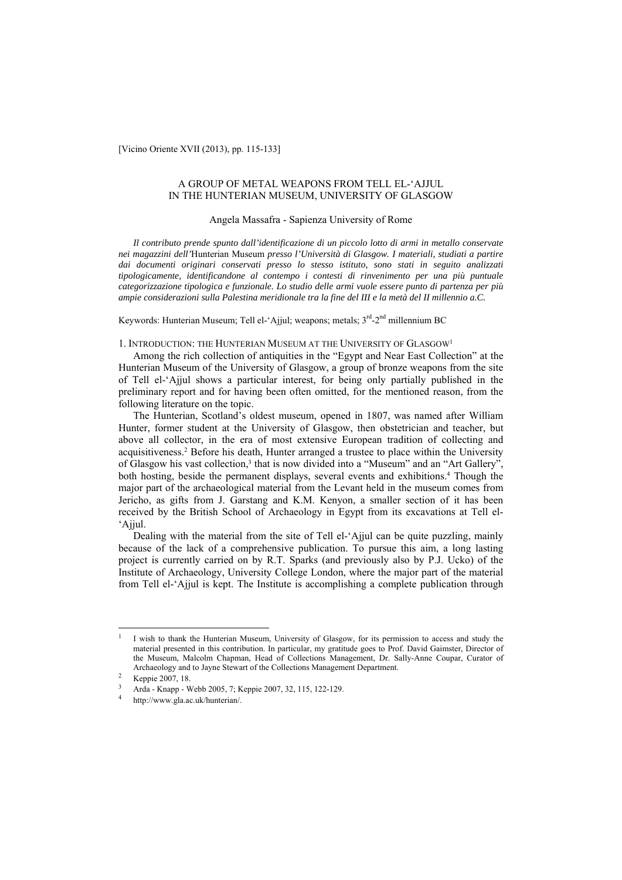[Vicino Oriente XVII (2013), pp. 115-133]

# A GROUP OF METAL WEAPONS FROM TELL EL-'AJJUL IN THE HUNTERIAN MUSEUM, UNIVERSITY OF GLASGOW

Angela Massafra - Sapienza University of Rome

*Il contributo prende spunto dall'identificazione di un piccolo lotto di armi in metallo conservate nei magazzini dell'*Hunterian Museum *presso l'Università di Glasgow. I materiali, studiati a partire dai documenti originari conservati presso lo stesso istituto, sono stati in seguito analizzati tipologicamente, identificandone al contempo i contesti di rinvenimento per una più puntuale categorizzazione tipologica e funzionale. Lo studio delle armi vuole essere punto di partenza per più ampie considerazioni sulla Palestina meridionale tra la fine del III e la metà del II millennio a.C.*

Keywords: Hunterian Museum; Tell el-'Ajjul; weapons; metals; 3rd-2nd millennium BC

## 1. Introduction: the Hunterian Museum at the University of Glasgow[1]

Among the rich collection of antiquities in the "Egypt and Near East Collection" at the Hunterian Museum of the University of Glasgow, a group of bronze weapons from the site of Tell el-'Ajjul shows a particular interest, for being only partially published in the preliminary report and for having been often omitted, for the mentioned reason, from the following literature on the topic.

The Hunterian, Scotland's oldest museum, opened in 1807, was named after William Hunter, former student at the University of Glasgow, then obstetrician and teacher, but above all collector, in the era of most extensive European tradition of collecting and acquisitiveness.[2] Before his death, Hunter arranged a trustee to place within the University of Glasgow his vast collection,[3] that is now divided into a "Museum" and an "Art Gallery", both hosting, beside the permanent displays, several events and exhibitions.[4] Though the major part of the archaeological material from the Levant held in the museum comes from Jericho, as gifts from J. Garstang and K.M. Kenyon, a smaller section of it has been received by the British School of Archaeology in Egypt from its excavations at Tell el-'Ajjul.

Dealing with the material from the site of Tell el-'Ajjul can be quite puzzling, mainly because of the lack of a comprehensive publication. To pursue this aim, a long lasting project is currently carried on by R.T. Sparks (and previously also by P.J. Ucko) of the Institute of Archaeology, University College London, where the major part of the material from Tell el-'Ajjul is kept. The Institute is accomplishing a complete publication through

---

[1] I wish to thank the Hunterian Museum, University of Glasgow, for its permission to access and study the material presented in this contribution. In particular, my gratitude goes to Prof. David Gaimster, Director of the Museum, Malcolm Chapman, Head of Collections Management, Dr. Sally-Anne Coupar, Curator of Archaeology and to Jayne Stewart of the Collections Management Department.

[2] Keppie 2007, 18.

[3] Arda - Knapp - Webb 2005, 7; Keppie 2007, 32, 115, 122-129.

[4] http://www.gla.ac.uk/hunterian/.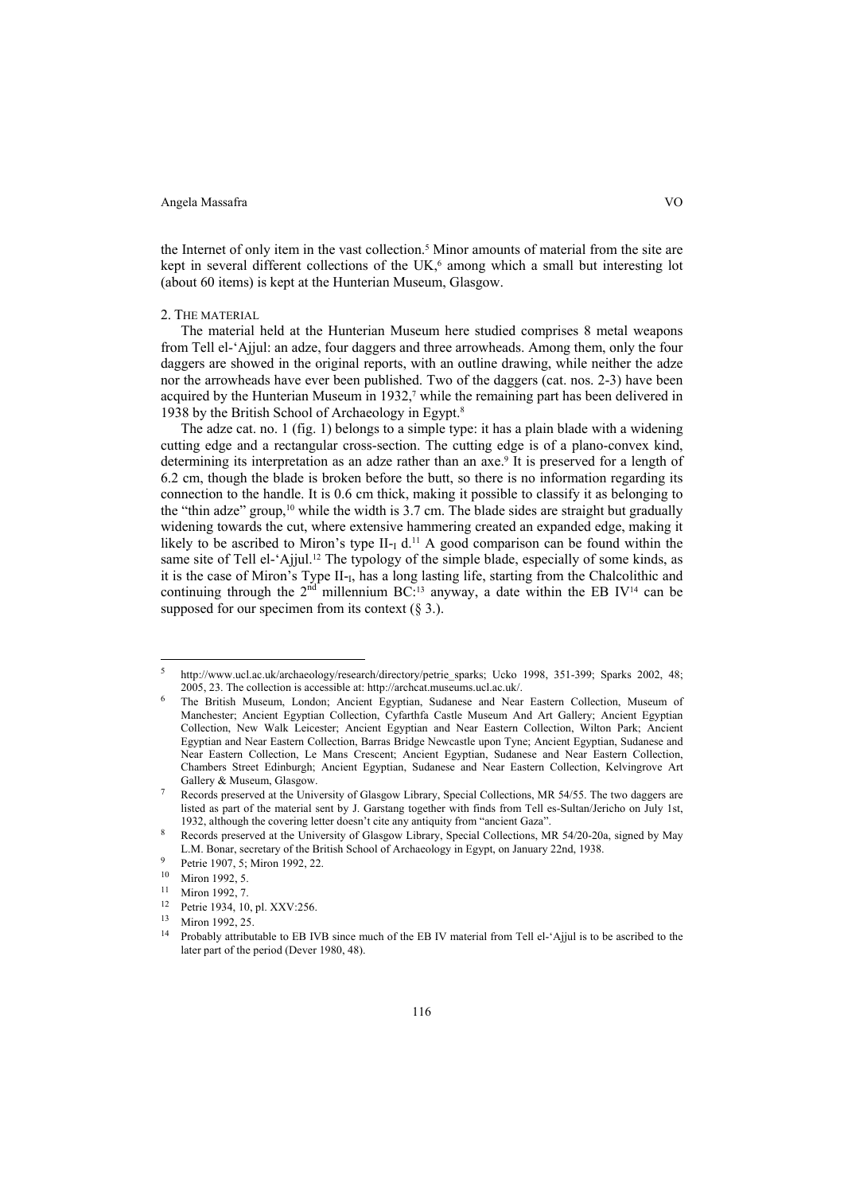the Internet of only item in the vast collection.[5] Minor amounts of material from the site are kept in several different collections of the UK,[6] among which a small but interesting lot (about 60 items) is kept at the Hunterian Museum, Glasgow.

## 2. The material

The material held at the Hunterian Museum here studied comprises 8 metal weapons from Tell el-'Ajjul: an adze, four daggers and three arrowheads. Among them, only the four daggers are showed in the original reports, with an outline drawing, while neither the adze nor the arrowheads have ever been published. Two of the daggers (cat. nos. 2-3) have been acquired by the Hunterian Museum in 1932,[7] while the remaining part has been delivered in 1938 by the British School of Archaeology in Egypt.[8]

The adze cat. no. 1 (fig. 1) belongs to a simple type: it has a plain blade with a widening cutting edge and a rectangular cross-section. The cutting edge is of a plano-convex kind, determining its interpretation as an adze rather than an axe.[9] It is preserved for a length of 6.2 cm, though the blade is broken before the butt, so there is no information regarding its connection to the handle. It is 0.6 cm thick, making it possible to classify it as belonging to the "thin adze" group,[10] while the width is 3.7 cm. The blade sides are straight but gradually widening towards the cut, where extensive hammering created an expanded edge, making it likely to be ascribed to Miron's type $II_{-I}$ d.[11] A good comparison can be found within the same site of Tell el-'Ajjul.[12] The typology of the simple blade, especially of some kinds, as it is the case of Miron's Type $II_{-I}$, has a long lasting life, starting from the Chalcolithic and continuing through the 2nd millennium BC:[13] anyway, a date within the EB IV[14] can be supposed for our specimen from its context (§ 3.).

---

[5] http://www.ucl.ac.uk/archaeology/research/directory/petrie_sparks; Ucko 1998, 351-399; Sparks 2002, 48; 2005, 23. The collection is accessible at: http://archcat.museums.ucl.ac.uk/.

[6] The British Museum, London; Ancient Egyptian, Sudanese and Near Eastern Collection, Museum of Manchester; Ancient Egyptian Collection, Cyfarthfa Castle Museum And Art Gallery; Ancient Egyptian Collection, New Walk Leicester; Ancient Egyptian and Near Eastern Collection, Wilton Park; Ancient Egyptian and Near Eastern Collection, Barras Bridge Newcastle upon Tyne; Ancient Egyptian, Sudanese and Near Eastern Collection, Le Mans Crescent; Ancient Egyptian, Sudanese and Near Eastern Collection, Chambers Street Edinburgh; Ancient Egyptian, Sudanese and Near Eastern Collection, Kelvingrove Art Gallery & Museum, Glasgow.

[7] Records preserved at the University of Glasgow Library, Special Collections, MR 54/55. The two daggers are listed as part of the material sent by J. Garstang together with finds from Tell es-Sultan/Jericho on July 1st, 1932, although the covering letter doesn't cite any antiquity from "ancient Gaza".

[8] Records preserved at the University of Glasgow Library, Special Collections, MR 54/20-20a, signed by May L.M. Bonar, secretary of the British School of Archaeology in Egypt, on January 22nd, 1938.

[9] Petrie 1907, 5; Miron 1992, 22.

[10] Miron 1992, 5.

[11] Miron 1992, 7.

[12] Petrie 1934, 10, pl. XXV:256.

[13] Miron 1992, 25.

[14] Probably attributable to EB IVB since much of the EB IV material from Tell el-'Ajjul is to be ascribed to the later part of the period (Dever 1980, 48).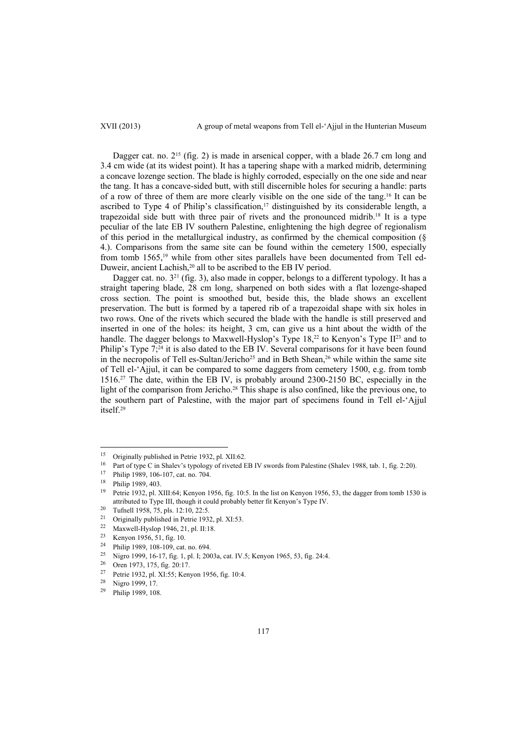Dagger cat. no. 2[15] (fig. 2) is made in arsenical copper, with a blade 26.7 cm long and 3.4 cm wide (at its widest point). It has a tapering shape with a marked midrib, determining a concave lozenge section. The blade is highly corroded, especially on the one side and near the tang. It has a concave-sided butt, with still discernible holes for securing a handle: parts of a row of three of them are more clearly visible on the one side of the tang.[16] It can be ascribed to Type 4 of Philip's classification,[17] distinguished by its considerable length, a trapezoidal side butt with three pair of rivets and the pronounced midrib.[18] It is a type peculiar of the late EB IV southern Palestine, enlightening the high degree of regionalism of this period in the metallurgical industry, as confirmed by the chemical composition (§ 4.). Comparisons from the same site can be found within the cemetery 1500, especially from tomb 1565,[19] while from other sites parallels have been documented from Tell ed-Duweir, ancient Lachish,[20] all to be ascribed to the EB IV period.

Dagger cat. no. 3[21] (fig. 3), also made in copper, belongs to a different typology. It has a straight tapering blade, 28 cm long, sharpened on both sides with a flat lozenge-shaped cross section. The point is smoothed but, beside this, the blade shows an excellent preservation. The butt is formed by a tapered rib of a trapezoidal shape with six holes in two rows. One of the rivets which secured the blade with the handle is still preserved and inserted in one of the holes: its height, 3 cm, can give us a hint about the width of the handle. The dagger belongs to Maxwell-Hyslop's Type 18,[22] to Kenyon's Type II[23] and to Philip's Type 7;[24] it is also dated to the EB IV. Several comparisons for it have been found in the necropolis of Tell es-Sultan/Jericho[25] and in Beth Shean,[26] while within the same site of Tell el-'Ajjul, it can be compared to some daggers from cemetery 1500, e.g. from tomb 1516.[27] The date, within the EB IV, is probably around 2300-2150 BC, especially in the light of the comparison from Jericho.[28] This shape is also confined, like the previous one, to the southern part of Palestine, with the major part of specimens found in Tell el-'Ajjul itself.[29]

---

[15] Originally published in Petrie 1932, pl. XII:62.

[16] Part of type C in Shalev's typology of riveted EB IV swords from Palestine (Shalev 1988, tab. 1, fig. 2:20).

[17] Philip 1989, 106-107, cat. no. 704.

[18] Philip 1989, 403.

[19] Petrie 1932, pl. XIII:64; Kenyon 1956, fig. 10:5. In the list on Kenyon 1956, 53, the dagger from tomb 1530 is attributed to Type III, though it could probably better fit Kenyon's Type IV.

[20] Tufnell 1958, 75, pls. 12:10, 22:5.

[21] Originally published in Petrie 1932, pl. XI:53.

[22] Maxwell-Hyslop 1946, 21, pl. II:18.

[23] Kenyon 1956, 51, fig. 10.

[24] Philip 1989, 108-109, cat. no. 694.

[25] Nigro 1999, 16-17, fig. 1, pl. I; 2003a, cat. IV.5; Kenyon 1965, 53, fig. 24:4.

[26] Oren 1973, 175, fig. 20:17.

[27] Petrie 1932, pl. XI:55; Kenyon 1956, fig. 10:4.

[28] Nigro 1999, 17.

[29] Philip 1989, 108.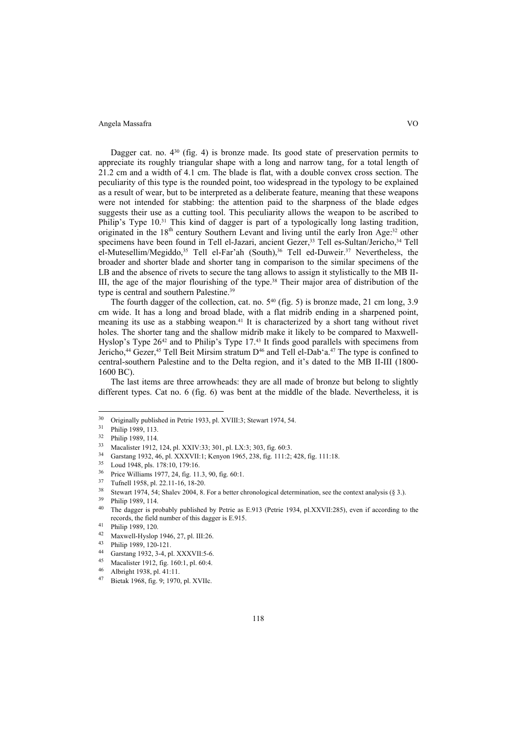Dagger cat. no. 4[30] (fig. 4) is bronze made. Its good state of preservation permits to appreciate its roughly triangular shape with a long and narrow tang, for a total length of 21.2 cm and a width of 4.1 cm. The blade is flat, with a double convex cross section. The peculiarity of this type is the rounded point, too widespread in the typology to be explained as a result of wear, but to be interpreted as a deliberate feature, meaning that these weapons were not intended for stabbing: the attention paid to the sharpness of the blade edges suggests their use as a cutting tool. This peculiarity allows the weapon to be ascribed to Philip's Type 10.[31] This kind of dagger is part of a typologically long lasting tradition, originated in the 18th century Southern Levant and living until the early Iron Age:[32] other specimens have been found in Tell el-Jazari, ancient Gezer,[33] Tell es-Sultan/Jericho,[34] Tell el-Mutesellim/Megiddo,[35] Tell el-Far'ah (South),[36] Tell ed-Duweir.[37] Nevertheless, the broader and shorter blade and shorter tang in comparison to the similar specimens of the LB and the absence of rivets to secure the tang allows to assign it stylistically to the MB II-III, the age of the major flourishing of the type.[38] Their major area of distribution of the type is central and southern Palestine.[39]

The fourth dagger of the collection, cat. no. 5[40] (fig. 5) is bronze made, 21 cm long, 3.9 cm wide. It has a long and broad blade, with a flat midrib ending in a sharpened point, meaning its use as a stabbing weapon.[41] It is characterized by a short tang without rivet holes. The shorter tang and the shallow midrib make it likely to be compared to Maxwell-Hyslop's Type 26[42] and to Philip's Type 17.[43] It finds good parallels with specimens from Jericho,[44] Gezer,[45] Tell Beit Mirsim stratum D[46] and Tell el-Dab'a.[47] The type is confined to central-southern Palestine and to the Delta region, and it's dated to the MB II-III (1800-1600 BC).

The last items are three arrowheads: they are all made of bronze but belong to slightly different types. Cat no. 6 (fig. 6) was bent at the middle of the blade. Nevertheless, it is

---

[30] Originally published in Petrie 1933, pl. XVIII:3; Stewart 1974, 54.

[31] Philip 1989, 113.

[32] Philip 1989, 114.

[33] Macalister 1912, 124, pl. XXIV:33; 301, pl. LX:3; 303, fig. 60:3.

[34] Garstang 1932, 46, pl. XXXVII:1; Kenyon 1965, 238, fig. 111:2; 428, fig. 111:18.

[35] Loud 1948, pls. 178:10, 179:16.

[36] Price Williams 1977, 24, fig. 11.3, 90, fig. 60:1.

[37] Tufnell 1958, pl. 22.11-16, 18-20.

[38] Stewart 1974, 54; Shalev 2004, 8. For a better chronological determination, see the context analysis (§ 3.).

[39] Philip 1989, 114.

[40] The dagger is probably published by Petrie as E.913 (Petrie 1934, pl.XXVII:285), even if according to the records, the field number of this dagger is E.915.

[41] Philip 1989, 120.

[42] Maxwell-Hyslop 1946, 27, pl. III:26.

[43] Philip 1989, 120-121.

[44] Garstang 1932, 3-4, pl. XXXVII:5-6.

[45] Macalister 1912, fig. 160:1, pl. 60:4.

[46] Albright 1938, pl. 41:11.

[47] Bietak 1968, fig. 9; 1970, pl. XVIIc.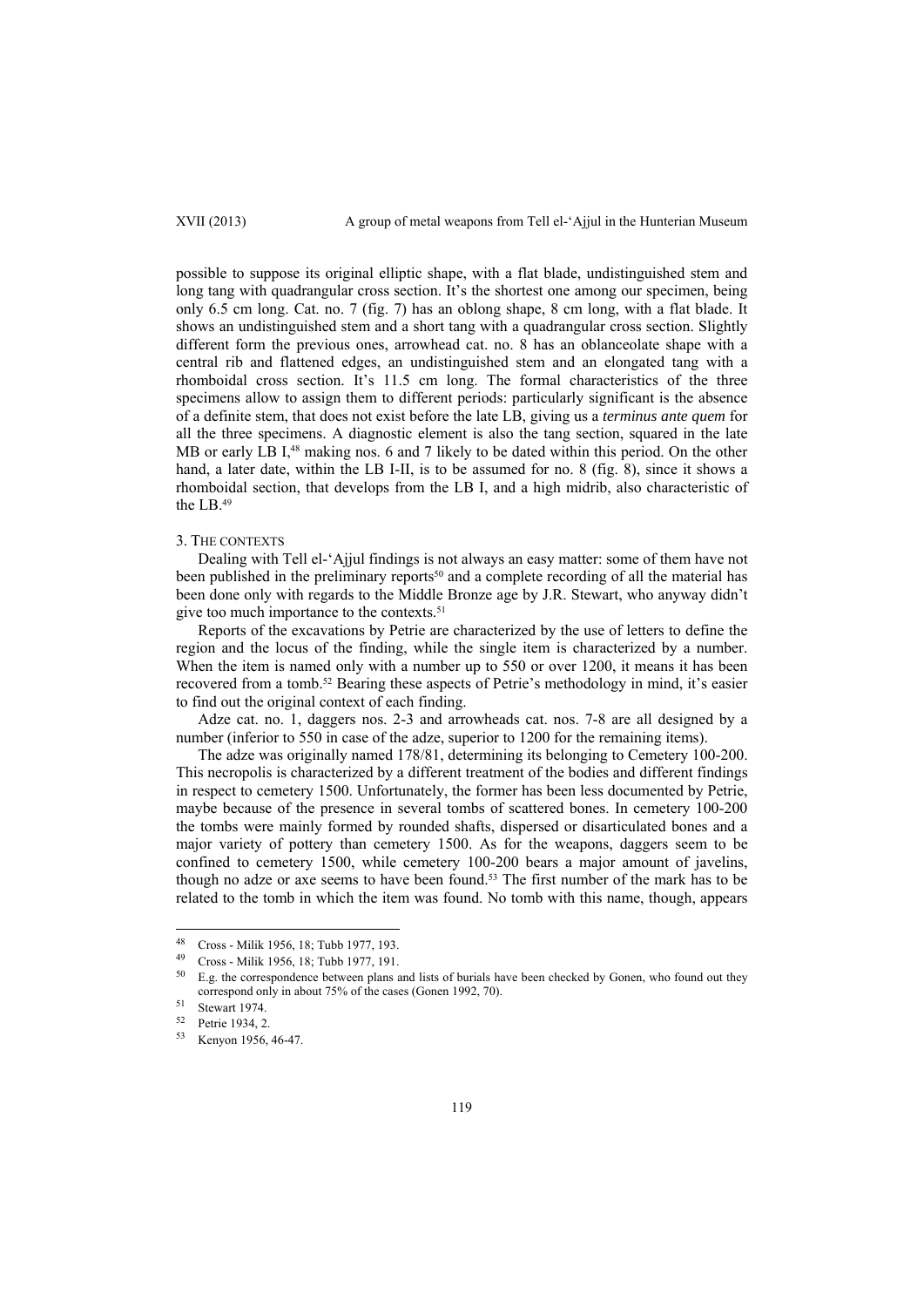possible to suppose its original elliptic shape, with a flat blade, undistinguished stem and long tang with quadrangular cross section. It's the shortest one among our specimen, being only 6.5 cm long. Cat. no. 7 (fig. 7) has an oblong shape, 8 cm long, with a flat blade. It shows an undistinguished stem and a short tang with a quadrangular cross section. Slightly different form the previous ones, arrowhead cat. no. 8 has an oblanceolate shape with a central rib and flattened edges, an undistinguished stem and an elongated tang with a rhomboidal cross section. It's 11.5 cm long. The formal characteristics of the three specimens allow to assign them to different periods: particularly significant is the absence of a definite stem, that does not exist before the late LB, giving us a *terminus ante quem* for all the three specimens. A diagnostic element is also the tang section, squared in the late MB or early LB I,[48] making nos. 6 and 7 likely to be dated within this period. On the other hand, a later date, within the LB I-II, is to be assumed for no. 8 (fig. 8), since it shows a rhomboidal section, that develops from the LB I, and a high midrib, also characteristic of the LB.[49]

## 3. The contexts

Dealing with Tell el-'Ajjul findings is not always an easy matter: some of them have not been published in the preliminary reports[50] and a complete recording of all the material has been done only with regards to the Middle Bronze age by J.R. Stewart, who anyway didn't give too much importance to the contexts.[51]

Reports of the excavations by Petrie are characterized by the use of letters to define the region and the locus of the finding, while the single item is characterized by a number. When the item is named only with a number up to 550 or over 1200, it means it has been recovered from a tomb.[52] Bearing these aspects of Petrie's methodology in mind, it's easier to find out the original context of each finding.

Adze cat. no. 1, daggers nos. 2-3 and arrowheads cat. nos. 7-8 are all designed by a number (inferior to 550 in case of the adze, superior to 1200 for the remaining items).

The adze was originally named 178/81, determining its belonging to Cemetery 100-200. This necropolis is characterized by a different treatment of the bodies and different findings in respect to cemetery 1500. Unfortunately, the former has been less documented by Petrie, maybe because of the presence in several tombs of scattered bones. In cemetery 100-200 the tombs were mainly formed by rounded shafts, dispersed or disarticulated bones and a major variety of pottery than cemetery 1500. As for the weapons, daggers seem to be confined to cemetery 1500, while cemetery 100-200 bears a major amount of javelins, though no adze or axe seems to have been found.[53] The first number of the mark has to be related to the tomb in which the item was found. No tomb with this name, though, appears

---

[48] Cross - Milik 1956, 18; Tubb 1977, 193.

[49] Cross - Milik 1956, 18; Tubb 1977, 191.

[50] E.g. the correspondence between plans and lists of burials have been checked by Gonen, who found out they correspond only in about 75% of the cases (Gonen 1992, 70).

[51] Stewart 1974.

[52] Petrie 1934, 2.

[53] Kenyon 1956, 46-47.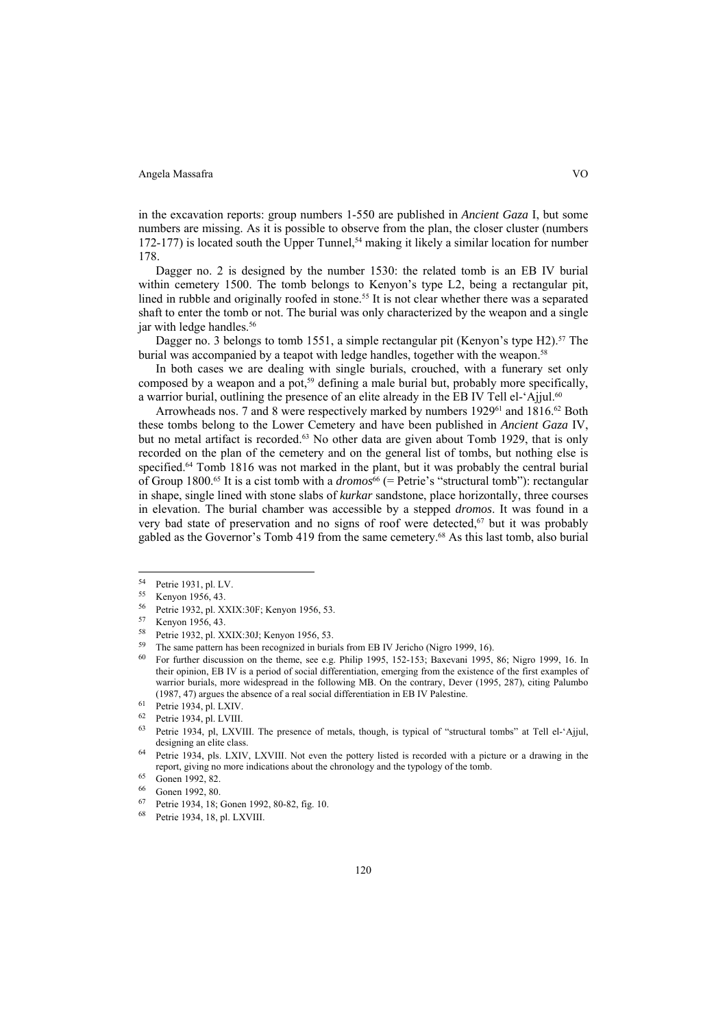in the excavation reports: group numbers 1-550 are published in *Ancient Gaza* I, but some numbers are missing. As it is possible to observe from the plan, the closer cluster (numbers 172-177) is located south the Upper Tunnel,[54] making it likely a similar location for number 178.

Dagger no. 2 is designed by the number 1530: the related tomb is an EB IV burial within cemetery 1500. The tomb belongs to Kenyon's type L2, being a rectangular pit, lined in rubble and originally roofed in stone.[55] It is not clear whether there was a separated shaft to enter the tomb or not. The burial was only characterized by the weapon and a single jar with ledge handles.[56]

Dagger no. 3 belongs to tomb 1551, a simple rectangular pit (Kenyon's type H2).[57] The burial was accompanied by a teapot with ledge handles, together with the weapon.[58]

In both cases we are dealing with single burials, crouched, with a funerary set only composed by a weapon and a pot,[59] defining a male burial but, probably more specifically, a warrior burial, outlining the presence of an elite already in the EB IV Tell el-'Ajjul.[60]

Arrowheads nos. 7 and 8 were respectively marked by numbers 1929[61] and 1816.[62] Both these tombs belong to the Lower Cemetery and have been published in *Ancient Gaza* IV, but no metal artifact is recorded.[63] No other data are given about Tomb 1929, that is only recorded on the plan of the cemetery and on the general list of tombs, but nothing else is specified.[64] Tomb 1816 was not marked in the plant, but it was probably the central burial of Group 1800.[65] It is a cist tomb with a *dromos*[66] (= Petrie's "structural tomb"): rectangular in shape, single lined with stone slabs of *kurkar* sandstone, place horizontally, three courses in elevation. The burial chamber was accessible by a stepped *dromos*. It was found in a very bad state of preservation and no signs of roof were detected,[67] but it was probably gabled as the Governor's Tomb 419 from the same cemetery.[68] As this last tomb, also burial

---

[54] Petrie 1931, pl. LV.

[55] Kenyon 1956, 43.

[56] Petrie 1932, pl. XXIX:30F; Kenyon 1956, 53.

[57] Kenyon 1956, 43.

[58] Petrie 1932, pl. XXIX:30J; Kenyon 1956, 53.

[59] The same pattern has been recognized in burials from EB IV Jericho (Nigro 1999, 16).

[60] For further discussion on the theme, see e.g. Philip 1995, 152-153; Baxevani 1995, 86; Nigro 1999, 16. In their opinion, EB IV is a period of social differentiation, emerging from the existence of the first examples of warrior burials, more widespread in the following MB. On the contrary, Dever (1995, 287), citing Palumbo (1987, 47) argues the absence of a real social differentiation in EB IV Palestine.

[61] Petrie 1934, pl. LXIV.

[62] Petrie 1934, pl. LVIII.

[63] Petrie 1934, pl, LXVIII. The presence of metals, though, is typical of "structural tombs" at Tell el-'Ajjul, designing an elite class.

[64] Petrie 1934, pls. LXIV, LXVIII. Not even the pottery listed is recorded with a picture or a drawing in the report, giving no more indications about the chronology and the typology of the tomb.

[65] Gonen 1992, 82.

[66] Gonen 1992, 80.

[67] Petrie 1934, 18; Gonen 1992, 80-82, fig. 10.

[68] Petrie 1934, 18, pl. LXVIII.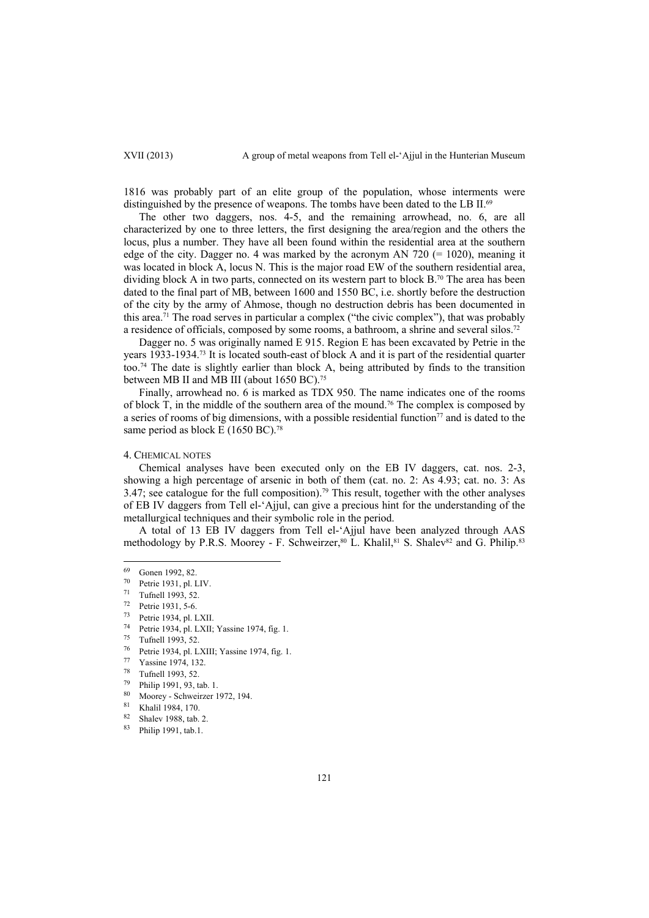1816 was probably part of an elite group of the population, whose interments were distinguished by the presence of weapons. The tombs have been dated to the LB II.[69]

The other two daggers, nos. 4-5, and the remaining arrowhead, no. 6, are all characterized by one to three letters, the first designing the area/region and the others the locus, plus a number. They have all been found within the residential area at the southern edge of the city. Dagger no. 4 was marked by the acronym AN 720 (= 1020), meaning it was located in block A, locus N. This is the major road EW of the southern residential area, dividing block A in two parts, connected on its western part to block B.[70] The area has been dated to the final part of MB, between 1600 and 1550 BC, i.e. shortly before the destruction of the city by the army of Ahmose, though no destruction debris has been documented in this area.[71] The road serves in particular a complex ("the civic complex"), that was probably a residence of officials, composed by some rooms, a bathroom, a shrine and several silos.[72]

Dagger no. 5 was originally named E 915. Region E has been excavated by Petrie in the years 1933-1934.[73] It is located south-east of block A and it is part of the residential quarter too.[74] The date is slightly earlier than block A, being attributed by finds to the transition between MB II and MB III (about 1650 BC).[75]

Finally, arrowhead no. 6 is marked as TDX 950. The name indicates one of the rooms of block T, in the middle of the southern area of the mound.[76] The complex is composed by a series of rooms of big dimensions, with a possible residential function[77] and is dated to the same period as block E (1650 BC).[78]

## 4. Chemical notes

Chemical analyses have been executed only on the EB IV daggers, cat. nos. 2-3, showing a high percentage of arsenic in both of them (cat. no. 2: As 4.93; cat. no. 3: As 3.47; see catalogue for the full composition).[79] This result, together with the other analyses of EB IV daggers from Tell el-'Ajjul, can give a precious hint for the understanding of the metallurgical techniques and their symbolic role in the period.

A total of 13 EB IV daggers from Tell el-'Ajjul have been analyzed through AAS methodology by P.R.S. Moorey - F. Schweirzer,[80] L. Khalil,[81] S. Shalev[82] and G. Philip.[83]

---

[69] Gonen 1992, 82.
[70] Petrie 1931, pl. LIV.
[71] Tufnell 1993, 52.
[72] Petrie 1931, 5-6.
[73] Petrie 1934, pl. LXII.
[74] Petrie 1934, pl. LXII; Yassine 1974, fig. 1.
[75] Tufnell 1993, 52.
[76] Petrie 1934, pl. LXIII; Yassine 1974, fig. 1.
[77] Yassine 1974, 132.
[78] Tufnell 1993, 52.
[79] Philip 1991, 93, tab. 1.
[80] Moorey - Schweirzer 1972, 194.
[81] Khalil 1984, 170.
[82] Shalev 1988, tab. 2.
[83] Philip 1991, tab.1.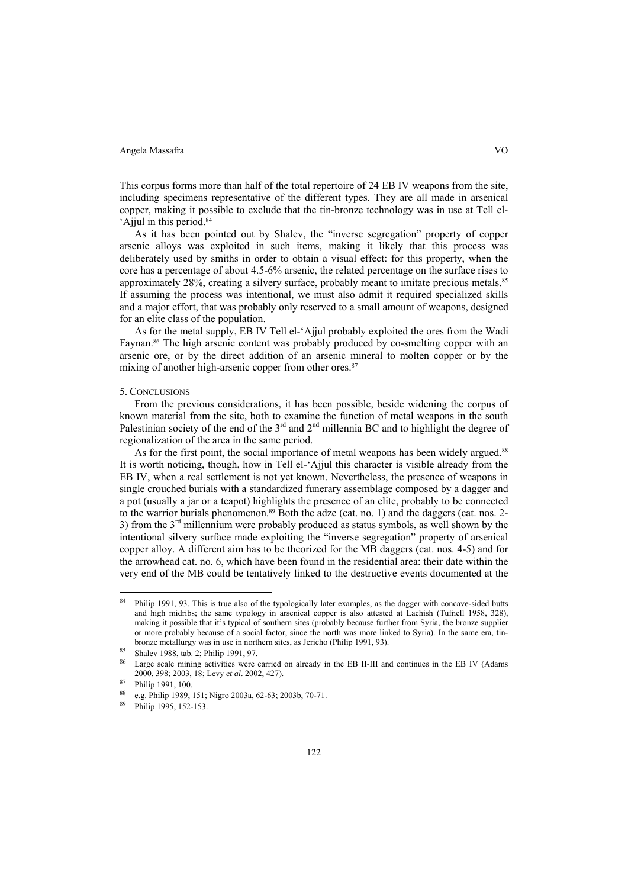This corpus forms more than half of the total repertoire of 24 EB IV weapons from the site, including specimens representative of the different types. They are all made in arsenical copper, making it possible to exclude that the tin-bronze technology was in use at Tell el-'Ajjul in this period.[84]

As it has been pointed out by Shalev, the "inverse segregation" property of copper arsenic alloys was exploited in such items, making it likely that this process was deliberately used by smiths in order to obtain a visual effect: for this property, when the core has a percentage of about 4.5-6% arsenic, the related percentage on the surface rises to approximately 28%, creating a silvery surface, probably meant to imitate precious metals.[85] If assuming the process was intentional, we must also admit it required specialized skills and a major effort, that was probably only reserved to a small amount of weapons, designed for an elite class of the population.

As for the metal supply, EB IV Tell el-'Ajjul probably exploited the ores from the Wadi Faynan.[86] The high arsenic content was probably produced by co-smelting copper with an arsenic ore, or by the direct addition of an arsenic mineral to molten copper or by the mixing of another high-arsenic copper from other ores.[87]

## 5. Conclusions

From the previous considerations, it has been possible, beside widening the corpus of known material from the site, both to examine the function of metal weapons in the south Palestinian society of the end of the 3rd and 2nd millennia BC and to highlight the degree of regionalization of the area in the same period.

As for the first point, the social importance of metal weapons has been widely argued.[88] It is worth noticing, though, how in Tell el-'Ajjul this character is visible already from the EB IV, when a real settlement is not yet known. Nevertheless, the presence of weapons in single crouched burials with a standardized funerary assemblage composed by a dagger and a pot (usually a jar or a teapot) highlights the presence of an elite, probably to be connected to the warrior burials phenomenon.[89] Both the adze (cat. no. 1) and the daggers (cat. nos. 2-3) from the 3rd millennium were probably produced as status symbols, as well shown by the intentional silvery surface made exploiting the "inverse segregation" property of arsenical copper alloy. A different aim has to be theorized for the MB daggers (cat. nos. 4-5) and for the arrowhead cat. no. 6, which have been found in the residential area: their date within the very end of the MB could be tentatively linked to the destructive events documented at the

---

[84] Philip 1991, 93. This is true also of the typologically later examples, as the dagger with concave-sided butts and high midribs; the same typology in arsenical copper is also attested at Lachish (Tufnell 1958, 328), making it possible that it's typical of southern sites (probably because further from Syria, the bronze supplier or more probably because of a social factor, since the north was more linked to Syria). In the same era, tin-bronze metallurgy was in use in northern sites, as Jericho (Philip 1991, 93).

[85] Shalev 1988, tab. 2; Philip 1991, 97.

[86] Large scale mining activities were carried on already in the EB II-III and continues in the EB IV (Adams 2000, 398; 2003, 18; Levy *et al*. 2002, 427).

[87] Philip 1991, 100.

[88] e.g. Philip 1989, 151; Nigro 2003a, 62-63; 2003b, 70-71.

[89] Philip 1995, 152-153.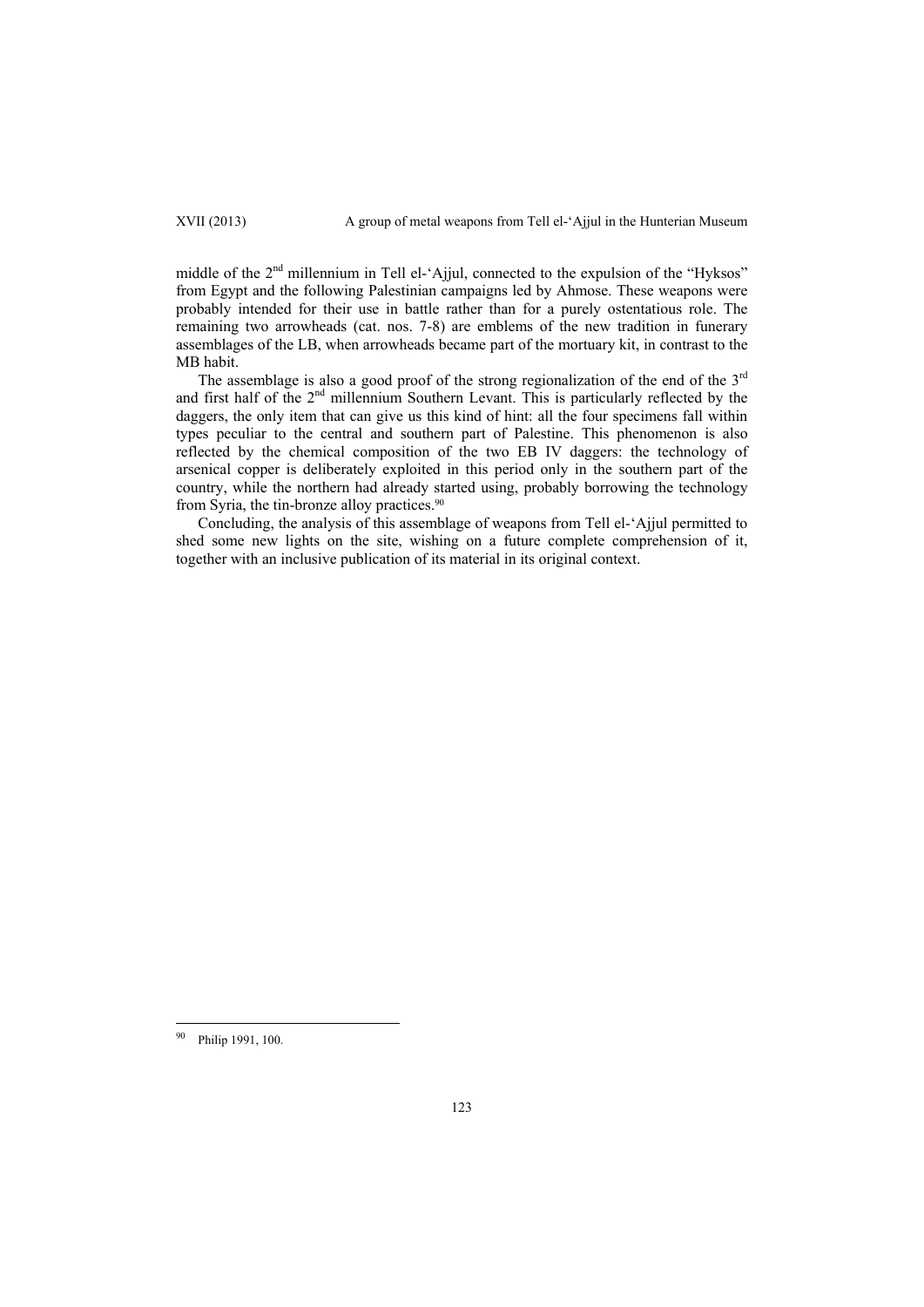middle of the 2nd millennium in Tell el-'Ajjul, connected to the expulsion of the "Hyksos" from Egypt and the following Palestinian campaigns led by Ahmose. These weapons were probably intended for their use in battle rather than for a purely ostentatious role. The remaining two arrowheads (cat. nos. 7-8) are emblems of the new tradition in funerary assemblages of the LB, when arrowheads became part of the mortuary kit, in contrast to the MB habit.

The assemblage is also a good proof of the strong regionalization of the end of the 3rd and first half of the 2nd millennium Southern Levant. This is particularly reflected by the daggers, the only item that can give us this kind of hint: all the four specimens fall within types peculiar to the central and southern part of Palestine. This phenomenon is also reflected by the chemical composition of the two EB IV daggers: the technology of arsenical copper is deliberately exploited in this period only in the southern part of the country, while the northern had already started using, probably borrowing the technology from Syria, the tin-bronze alloy practices.[90]

Concluding, the analysis of this assemblage of weapons from Tell el-'Ajjul permitted to shed some new lights on the site, wishing on a future complete comprehension of it, together with an inclusive publication of its material in its original context.

---

[90] Philip 1991, 100.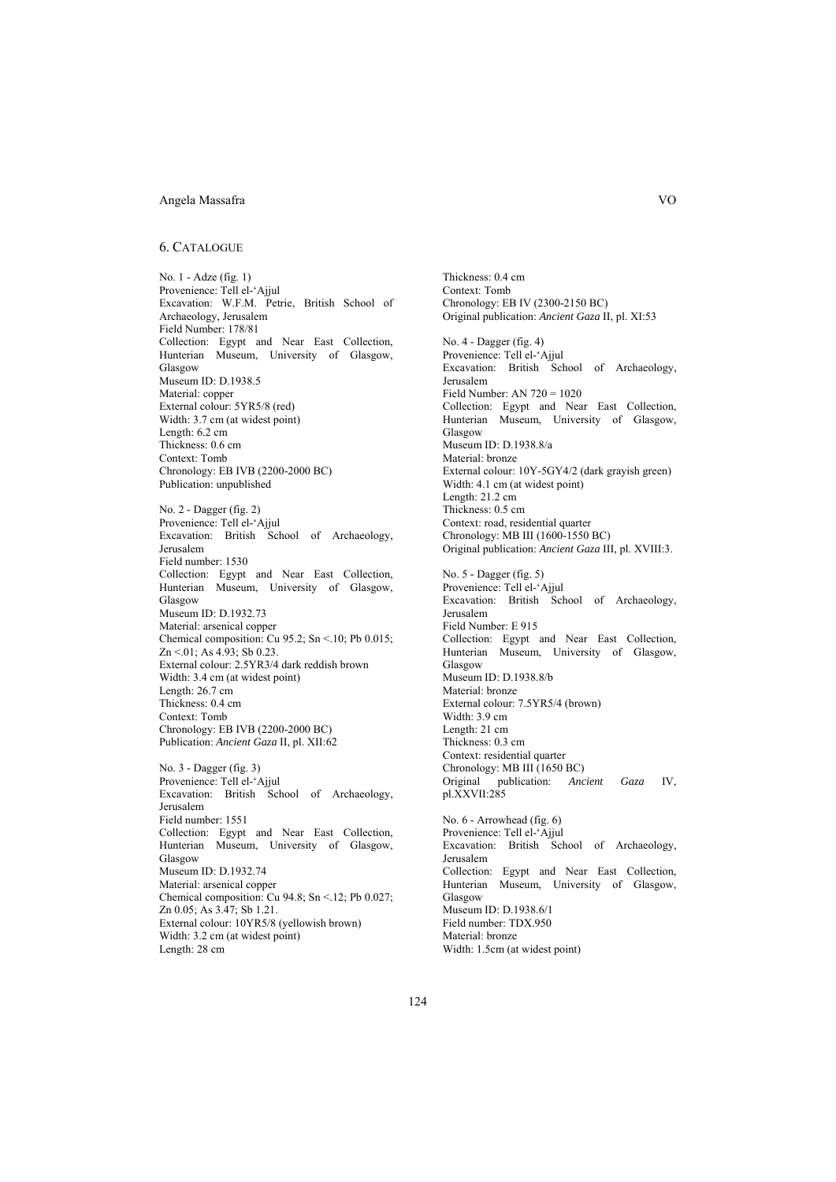## 6. Catalogue

No. 1 - Adze (fig. 1)
Provenience: Tell el-'Ajjul
Excavation: W.F.M. Petrie, British School of Archaeology, Jerusalem
Field Number: 178/81
Collection: Egypt and Near East Collection, Hunterian Museum, University of Glasgow, Glasgow
Museum ID: D.1938.5
Material: copper
External colour: 5YR5/8 (red)
Width: 3.7 cm (at widest point)
Length: 6.2 cm
Thickness: 0.6 cm
Context: Tomb
Chronology: EB IVB (2200-2000 BC)
Publication: unpublished

No. 2 - Dagger (fig. 2)
Provenience: Tell el-'Ajjul
Excavation: British School of Archaeology, Jerusalem
Field number: 1530
Collection: Egypt and Near East Collection, Hunterian Museum, University of Glasgow, Glasgow
Museum ID: D.1932.73
Material: arsenical copper
Chemical composition: Cu 95.2; Sn <.10; Pb 0.015; Zn <.01; As 4.93; Sb 0.23.
External colour: 2.5YR3/4 dark reddish brown
Width: 3.4 cm (at widest point)
Length: 26.7 cm
Thickness: 0.4 cm
Context: Tomb
Chronology: EB IVB (2200-2000 BC)
Publication: *Ancient Gaza* II, pl. XII:62

No. 3 - Dagger (fig. 3)
Provenience: Tell el-'Ajjul
Excavation: British School of Archaeology, Jerusalem
Field number: 1551
Collection: Egypt and Near East Collection, Hunterian Museum, University of Glasgow, Glasgow
Museum ID: D.1932.74
Material: arsenical copper
Chemical composition: Cu 94.8; Sn <.12; Pb 0.027; Zn 0.05; As 3.47; Sb 1.21.
External colour: 10YR5/8 (yellowish brown)
Width: 3.2 cm (at widest point)
Length: 28 cm
Thickness: 0.4 cm
Context: Tomb
Chronology: EB IV (2300-2150 BC)
Original publication: *Ancient Gaza* II, pl. XI:53

No. 4 - Dagger (fig. 4)
Provenience: Tell el-'Ajjul
Excavation: British School of Archaeology, Jerusalem
Field Number: AN 720 = 1020
Collection: Egypt and Near East Collection, Hunterian Museum, University of Glasgow, Glasgow
Museum ID: D.1938.8/a
Material: bronze
External colour: 10Y-5GY4/2 (dark grayish green)
Width: 4.1 cm (at widest point)
Length: 21.2 cm
Thickness: 0.5 cm
Context: road, residential quarter
Chronology: MB III (1600-1550 BC)
Original publication: *Ancient Gaza* III, pl. XVIII:3.

No. 5 - Dagger (fig. 5)
Provenience: Tell el-'Ajjul
Excavation: British School of Archaeology, Jerusalem
Field Number: E 915
Collection: Egypt and Near East Collection, Hunterian Museum, University of Glasgow, Glasgow
Museum ID: D.1938.8/b
Material: bronze
External colour: 7.5YR5/4 (brown)
Width: 3.9 cm
Length: 21 cm
Thickness: 0.3 cm
Context: residential quarter
Chronology: MB III (1650 BC)
Original publication: *Ancient Gaza* IV, pl.XXVII:285

No. 6 - Arrowhead (fig. 6)
Provenience: Tell el-'Ajjul
Excavation: British School of Archaeology, Jerusalem
Collection: Egypt and Near East Collection, Hunterian Museum, University of Glasgow, Glasgow
Museum ID: D.1938.6/1
Field number: TDX.950
Material: bronze
Width: 1.5cm (at widest point)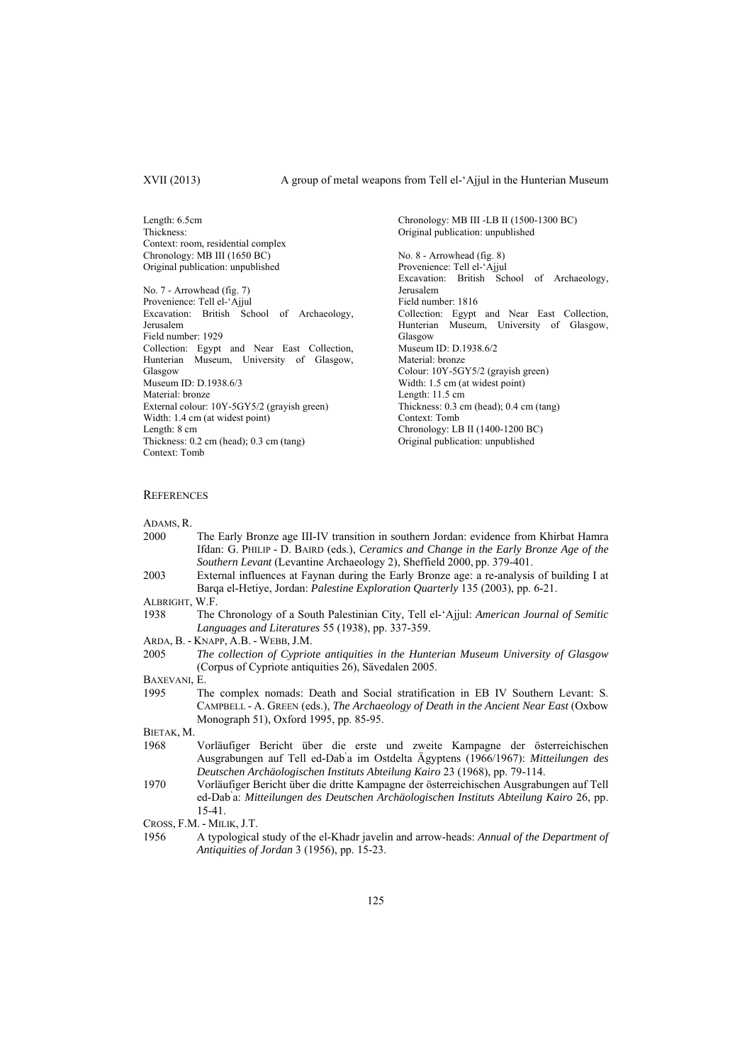Length: 6.5cm
Thickness:
Context: room, residential complex
Chronology: MB III (1650 BC)
Original publication: unpublished

No. 7 - Arrowhead (fig. 7)
Provenience: Tell el-'Ajjul
Excavation: British School of Archaeology, Jerusalem
Field number: 1929
Collection: Egypt and Near East Collection, Hunterian Museum, University of Glasgow, Glasgow
Museum ID: D.1938.6/3
Material: bronze
External colour: 10Y-5GY5/2 (grayish green)
Width: 1.4 cm (at widest point)
Length: 8 cm
Thickness: 0.2 cm (head); 0.3 cm (tang)
Context: Tomb
Chronology: MB III -LB II (1500-1300 BC)
Original publication: unpublished

No. 8 - Arrowhead (fig. 8)
Provenience: Tell el-'Ajjul
Excavation: British School of Archaeology, Jerusalem
Field number: 1816
Collection: Egypt and Near East Collection, Hunterian Museum, University of Glasgow, Glasgow
Museum ID: D.1938.6/2
Material: bronze
Colour: 10Y-5GY5/2 (grayish green)
Width: 1.5 cm (at widest point)
Length: 11.5 cm
Thickness: 0.3 cm (head); 0.4 cm (tang)
Context: Tomb
Chronology: LB II (1400-1200 BC)
Original publication: unpublished

## References

ADAMS, R.

2000 The Early Bronze age III-IV transition in southern Jordan: evidence from Khirbat Hamra Ifdan: G. PHILIP - D. BAIRD (eds.), *Ceramics and Change in the Early Bronze Age of the Southern Levant* (Levantine Archaeology 2), Sheffield 2000, pp. 379-401.

2003 External influences at Faynan during the Early Bronze age: a re-analysis of building I at Barqa el-Hetiye, Jordan: *Palestine Exploration Quarterly* 135 (2003), pp. 6-21.

ALBRIGHT, W.F.

1938 The Chronology of a South Palestinian City, Tell el-'Ajjul: *American Journal of Semitic Languages and Literatures* 55 (1938), pp. 337-359.

ARDA, B. - KNAPP, A.B. - WEBB, J.M.

2005 *The collection of Cypriote antiquities in the Hunterian Museum University of Glasgow* (Corpus of Cypriote antiquities 26), Sävedalen 2005.

BAXEVANI, E.

1995 The complex nomads: Death and Social stratification in EB IV Southern Levant: S. CAMPBELL - A. GREEN (eds.), *The Archaeology of Death in the Ancient Near East* (Oxbow Monograph 51), Oxford 1995, pp. 85-95.

BIETAK, M.

1968 Vorläufiger Bericht über die erste und zweite Kampagne der österreichischen Ausgrabungen auf Tell ed-Dabʾa im Ostdelta Ägyptens (1966/1967): *Mitteilungen des Deutschen Archäologischen Instituts Abteilung Kairo* 23 (1968), pp. 79-114.

1970 Vorläufiger Bericht über die dritte Kampagne der österreichischen Ausgrabungen auf Tell ed-Dabʾa: *Mitteilungen des Deutschen Archäologischen Instituts Abteilung Kairo* 26, pp. 15-41.

CROSS, F.M. - MILIK, J.T.

1956 A typological study of the el-Khadr javelin and arrow-heads: *Annual of the Department of Antiquities of Jordan* 3 (1956), pp. 15-23.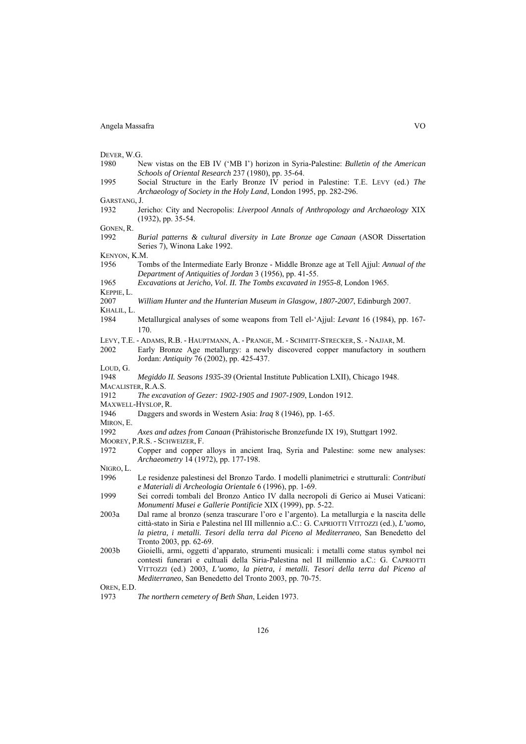DEVER, W.G.

1980 New vistas on the EB IV ('MB I') horizon in Syria-Palestine: *Bulletin of the American Schools of Oriental Research* 237 (1980), pp. 35-64.

1995 Social Structure in the Early Bronze IV period in Palestine: T.E. LEVY (ed.) *The Archaeology of Society in the Holy Land*, London 1995, pp. 282-296.

GARSTANG, J.

1932 Jericho: City and Necropolis: *Liverpool Annals of Anthropology and Archaeology* XIX (1932), pp. 35-54.

GONEN, R.

1992 *Burial patterns & cultural diversity in Late Bronze age Canaan* (ASOR Dissertation Series 7), Winona Lake 1992.

KENYON, K.M.

1956 Tombs of the Intermediate Early Bronze - Middle Bronze age at Tell Ajjul: *Annual of the Department of Antiquities of Jordan* 3 (1956), pp. 41-55.

1965 *Excavations at Jericho, Vol. II. The Tombs excavated in 1955-8*, London 1965.

KEPPIE, L.

2007 *William Hunter and the Hunterian Museum in Glasgow, 1807-2007*, Edinburgh 2007.

KHALIL, L.

1984 Metallurgical analyses of some weapons from Tell el-'Ajjul: *Levant* 16 (1984), pp. 167-170.

LEVY, T.E. - ADAMS, R.B. - HAUPTMANN, A. - PRANGE, M. - SCHMITT-STRECKER, S. - NAJJAR, M.

2002 Early Bronze Age metallurgy: a newly discovered copper manufactory in southern Jordan: *Antiquity* 76 (2002), pp. 425-437.

LOUD, G.

1948 *Megiddo II. Seasons 1935-39* (Oriental Institute Publication LXII), Chicago 1948.

MACALISTER, R.A.S.

1912 *The excavation of Gezer: 1902-1905 and 1907-1909*, London 1912.

MAXWELL-HYSLOP, R.

1946 Daggers and swords in Western Asia: *Iraq* 8 (1946), pp. 1-65.

MIRON, E.

1992 *Axes and adzes from Canaan* (Prähistorische Bronzefunde IX 19), Stuttgart 1992.

MOOREY, P.R.S. - SCHWEIZER, F.

1972 Copper and copper alloys in ancient Iraq, Syria and Palestine: some new analyses: *Archaeometry* 14 (1972), pp. 177-198.

NIGRO, L.

1996 Le residenze palestinesi del Bronzo Tardo. I modelli planimetrici e strutturali: *Contributi e Materiali di Archeologia Orientale* 6 (1996), pp. 1-69.

1999 Sei corredi tombali del Bronzo Antico IV dalla necropoli di Gerico ai Musei Vaticani: *Monumenti Musei e Gallerie Pontificie* XIX (1999), pp. 5-22.

2003a Dal rame al bronzo (senza trascurare l'oro e l'argento). La metallurgia e la nascita delle città-stato in Siria e Palestina nel III millennio a.C.: G. CAPRIOTTI VITTOZZI (ed.), *L'uomo, la pietra, i metalli. Tesori della terra dal Piceno al Mediterraneo*, San Benedetto del Tronto 2003, pp. 62-69.

2003b Gioielli, armi, oggetti d'apparato, strumenti musicali: i metalli come status symbol nei contesti funerari e cultuali della Siria-Palestina nel II millennio a.C.: G. CAPRIOTTI VITTOZZI (ed.) 2003, *L'uomo, la pietra, i metalli. Tesori della terra dal Piceno al Mediterraneo*, San Benedetto del Tronto 2003, pp. 70-75.

OREN, E.D.

1973 *The northern cemetery of Beth Shan*, Leiden 1973.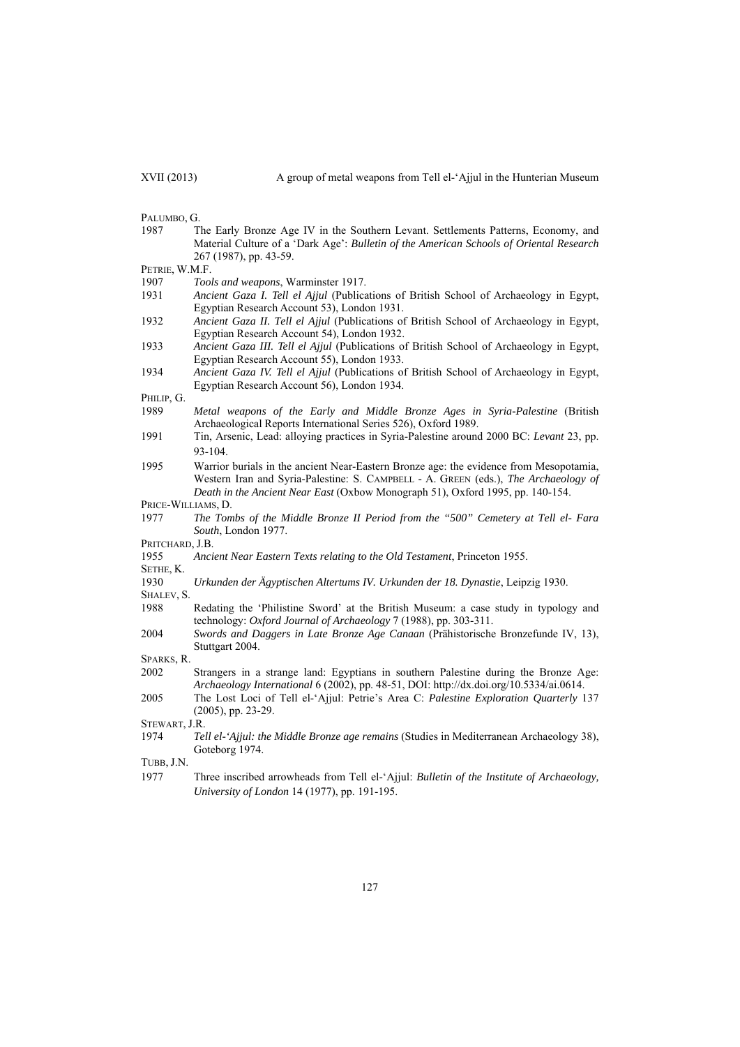PALUMBO, G.

1987 The Early Bronze Age IV in the Southern Levant. Settlements Patterns, Economy, and Material Culture of a 'Dark Age': *Bulletin of the American Schools of Oriental Research* 267 (1987), pp. 43-59.

PETRIE, W.M.F.

1907 *Tools and weapons*, Warminster 1917.

1931 *Ancient Gaza I. Tell el Ajjul* (Publications of British School of Archaeology in Egypt, Egyptian Research Account 53), London 1931.

1932 *Ancient Gaza II. Tell el Ajjul* (Publications of British School of Archaeology in Egypt, Egyptian Research Account 54), London 1932.

1933 *Ancient Gaza III. Tell el Ajjul* (Publications of British School of Archaeology in Egypt, Egyptian Research Account 55), London 1933.

1934 *Ancient Gaza IV. Tell el Ajjul* (Publications of British School of Archaeology in Egypt, Egyptian Research Account 56), London 1934.

PHILIP, G.

1989 *Metal weapons of the Early and Middle Bronze Ages in Syria-Palestine* (British Archaeological Reports International Series 526), Oxford 1989.

1991 Tin, Arsenic, Lead: alloying practices in Syria-Palestine around 2000 BC: *Levant* 23, pp. 93-104.

1995 Warrior burials in the ancient Near-Eastern Bronze age: the evidence from Mesopotamia, Western Iran and Syria-Palestine: S. CAMPBELL - A. GREEN (eds.), *The Archaeology of Death in the Ancient Near East* (Oxbow Monograph 51), Oxford 1995, pp. 140-154.

PRICE-WILLIAMS, D.

1977 *The Tombs of the Middle Bronze II Period from the "500" Cemetery at Tell el- Fara South*, London 1977.

PRITCHARD, J.B.

1955 *Ancient Near Eastern Texts relating to the Old Testament*, Princeton 1955.

SETHE, K.

1930 *Urkunden der Ägyptischen Altertums IV. Urkunden der 18. Dynastie*, Leipzig 1930.

SHALEV, S.

1988 Redating the 'Philistine Sword' at the British Museum: a case study in typology and technology: *Oxford Journal of Archaeology* 7 (1988), pp. 303-311.

2004 *Swords and Daggers in Late Bronze Age Canaan* (Prähistorische Bronzefunde IV, 13), Stuttgart 2004.

SPARKS, R.

2002 Strangers in a strange land: Egyptians in southern Palestine during the Bronze Age: *Archaeology International* 6 (2002), pp. 48-51, DOI: http://dx.doi.org/10.5334/ai.0614.

2005 The Lost Loci of Tell el-'Ajjul: Petrie's Area C: *Palestine Exploration Quarterly* 137 (2005), pp. 23-29.

STEWART, J.R.

1974 *Tell el-'Ajjul: the Middle Bronze age remains* (Studies in Mediterranean Archaeology 38), Goteborg 1974.

TUBB, J.N.

1977 Three inscribed arrowheads from Tell el-'Ajjul: *Bulletin of the Institute of Archaeology, University of London* 14 (1977), pp. 191-195.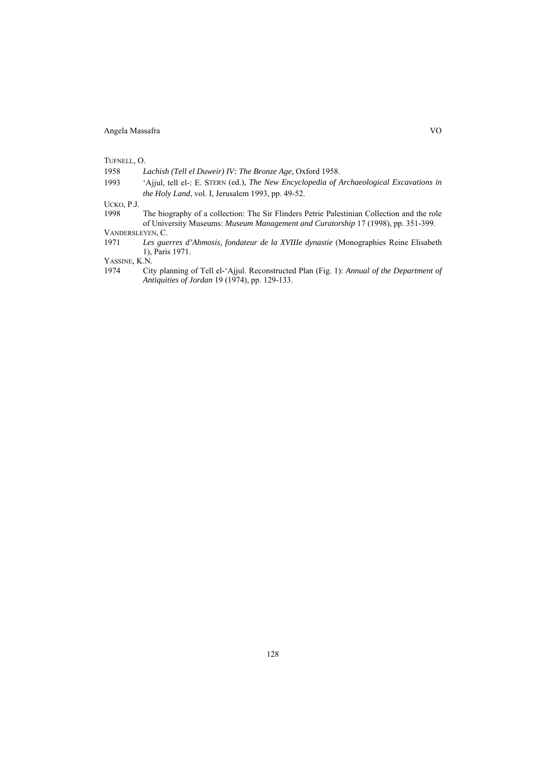TUFNELL, O.

1958 *Lachish (Tell el Duweir) IV: The Bronze Age*, Oxford 1958.

1993 'Ajjul, tell el-: E. STERN (ed.), *The New Encyclopedia of Archaeological Excavations in the Holy Land*, vol. I, Jerusalem 1993, pp. 49-52.

UCKO, P.J.

1998 The biography of a collection: The Sir Flinders Petrie Palestinian Collection and the role of University Museums: *Museum Management and Curatorship* 17 (1998), pp. 351-399.

VANDERSLEYEN, C.

1971 *Les guerres d'Ahmosis, fondateur de la XVIIIe dynastie* (Monographies Reine Elisabeth 1), Paris 1971.

YASSINE, K.N.

1974 City planning of Tell el-'Ajjul. Reconstructed Plan (Fig. 1): *Annual of the Department of Antiquities of Jordan* 19 (1974), pp. 129-133.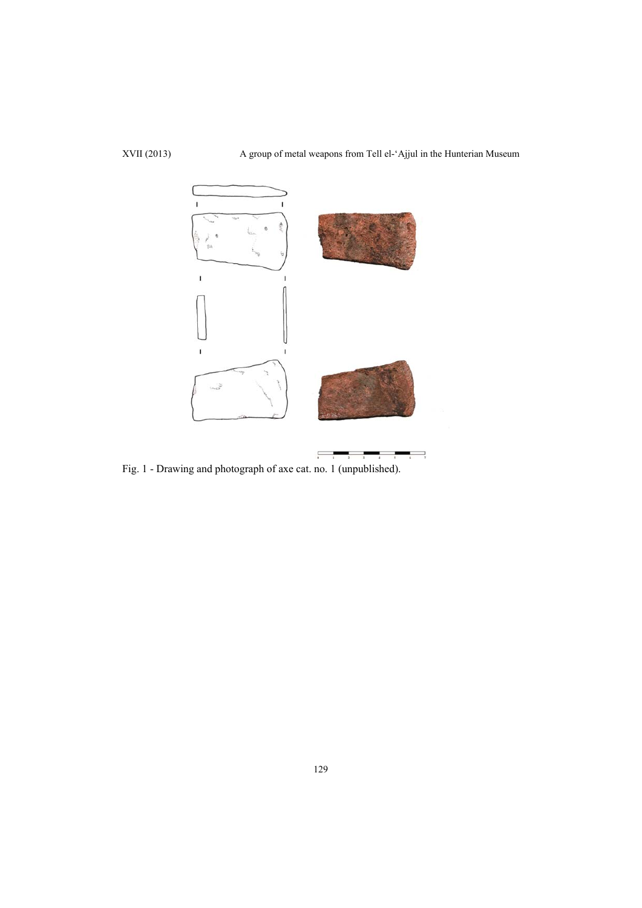Fig. 1 - Drawing and photograph of axe cat. no. 1 (unpublished).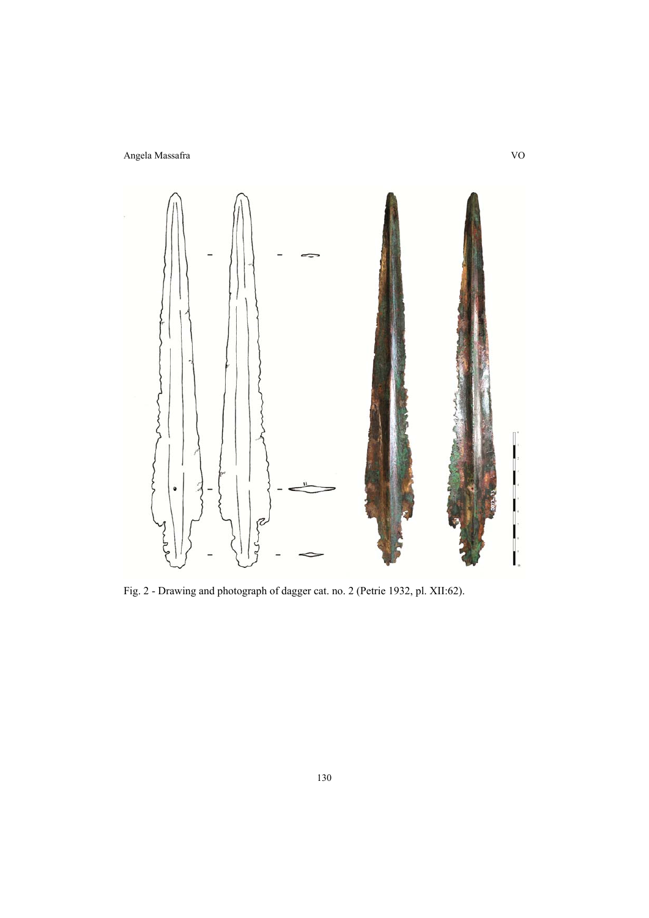Fig. 2 - Drawing and photograph of dagger cat. no. 2 (Petrie 1932, pl. XII:62).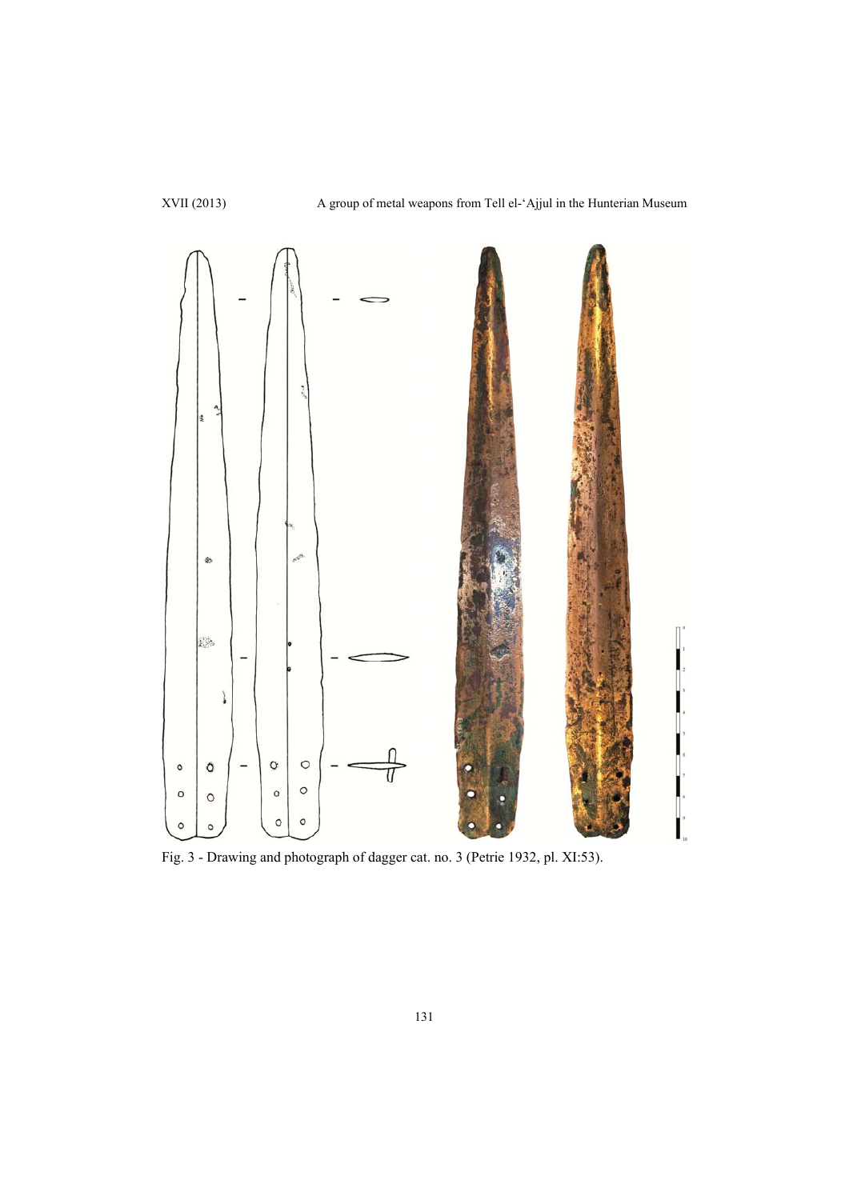Fig. 3 - Drawing and photograph of dagger cat. no. 3 (Petrie 1932, pl. XI:53).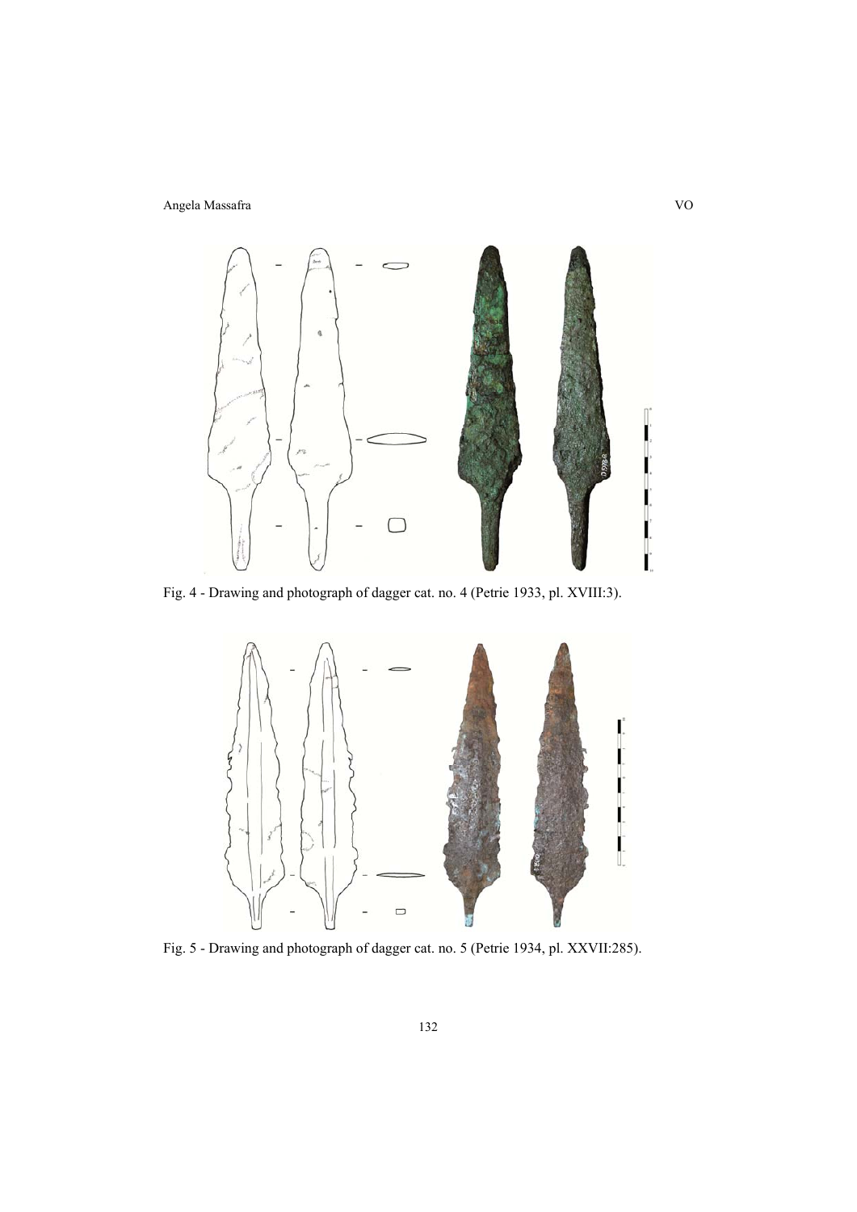Fig. 4 - Drawing and photograph of dagger cat. no. 4 (Petrie 1933, pl. XVIII:3).

Fig. 5 - Drawing and photograph of dagger cat. no. 5 (Petrie 1934, pl. XXVII:285).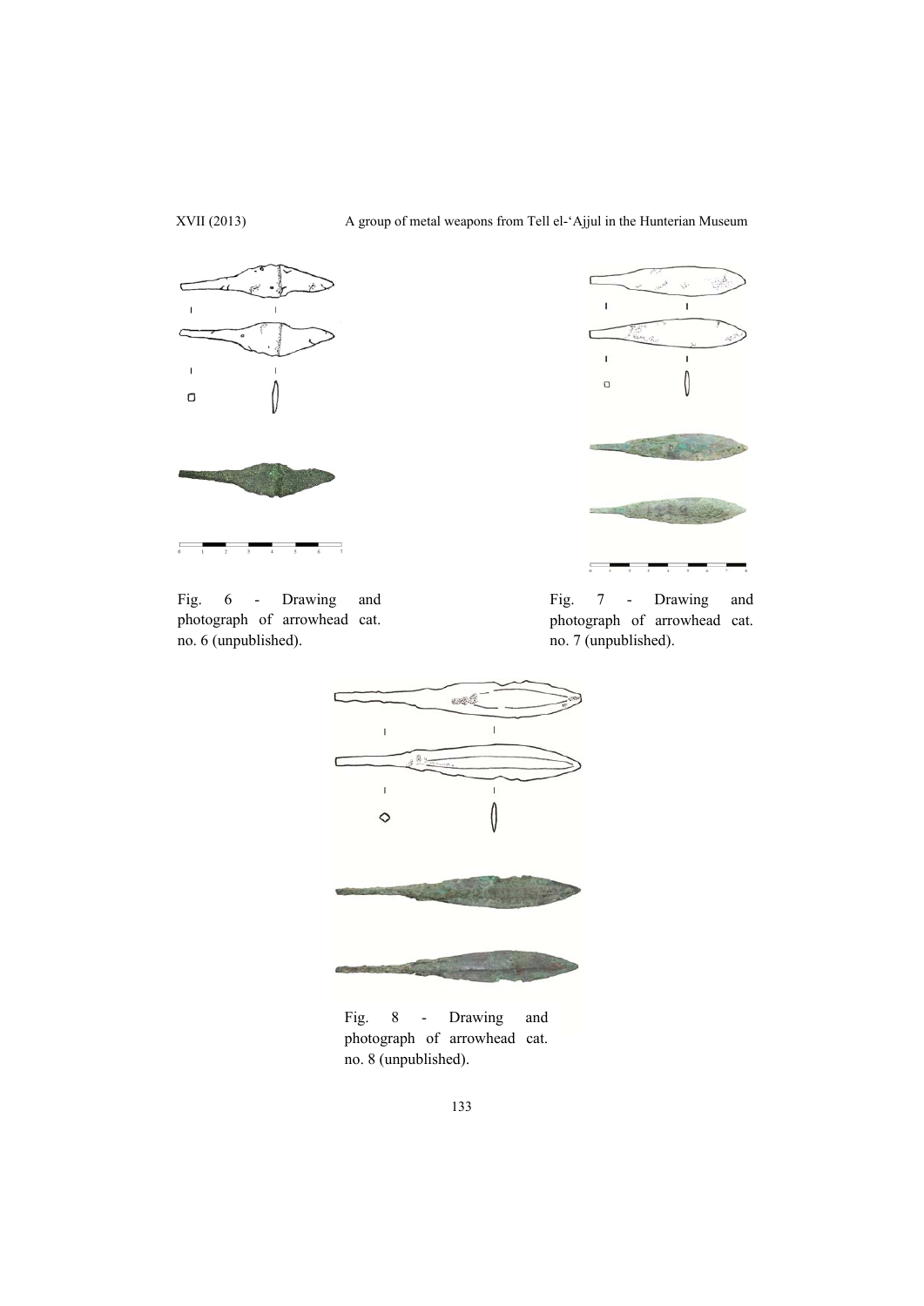Fig. 6 - Drawing and photograph of arrowhead cat. no. 6 (unpublished).

Fig. 7 - Drawing and photograph of arrowhead cat. no. 7 (unpublished).

Fig. 8 - Drawing and photograph of arrowhead cat. no. 8 (unpublished).